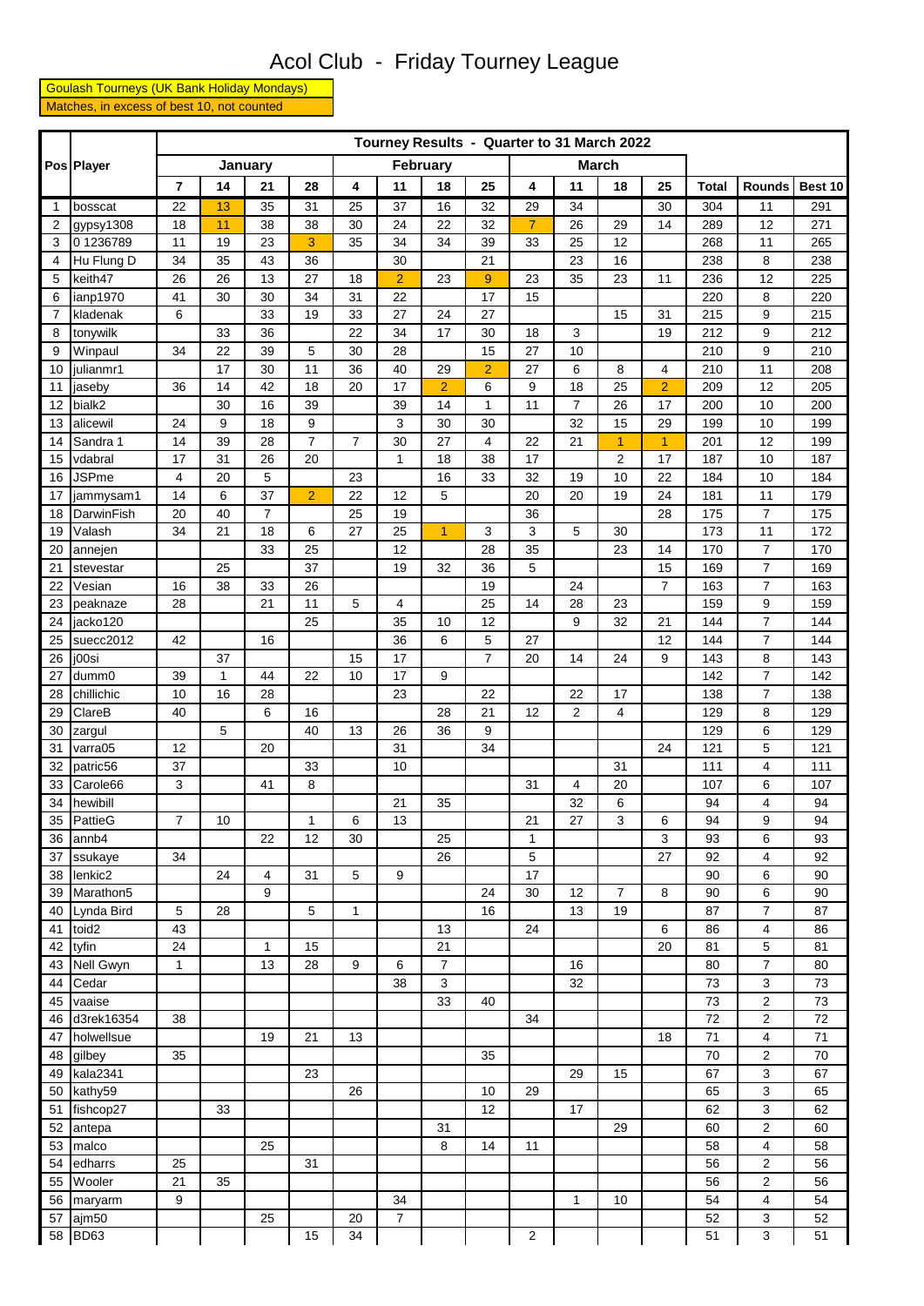# Acol Club - Friday Tourney League

Goulash Tourneys (UK Bank Holiday Mondays)

Matches, in excess of best 10, not counted

| Pos | Player | Tourney Results - Quarter to 31 March 2022 | | | | | | | | | | | | | | |
|---|---|---|---|---|---|---|---|---|---|---|---|---|---|---|---|---|
| | | January | | | | February | | | | March | | | | | | |
| | | 7 | 14 | 21 | 28 | 4 | 11 | 18 | 25 | 4 | 11 | 18 | 25 | Total | Rounds | Best 10 |
| 1 | bosscat | 22 | 13 | 35 | 31 | 25 | 37 | 16 | 32 | 29 | 34 | | 30 | 304 | 11 | 291 |
| 2 | gypsy1308 | 18 | 11 | 38 | 38 | 30 | 24 | 22 | 32 | 7 | 26 | 29 | 14 | 289 | 12 | 271 |
| 3 | 0 1236789 | 11 | 19 | 23 | 3 | 35 | 34 | 34 | 39 | 33 | 25 | 12 | | 268 | 11 | 265 |
| 4 | Hu Flung D | 34 | 35 | 43 | 36 | | 30 | | 21 | | 23 | 16 | | 238 | 8 | 238 |
| 5 | keith47 | 26 | 26 | 13 | 27 | 18 | 2 | 23 | 9 | 23 | 35 | 23 | 11 | 236 | 12 | 225 |
| 6 | ianp1970 | 41 | 30 | 30 | 34 | 31 | 22 | | 17 | 15 | | | | 220 | 8 | 220 |
| 7 | kladenak | 6 | | 33 | 19 | 33 | 27 | 24 | 27 | | | 15 | 31 | 215 | 9 | 215 |
| 8 | tonywilk | | 33 | 36 | | 22 | 34 | 17 | 30 | 18 | 3 | | 19 | 212 | 9 | 212 |
| 9 | Winpaul | 34 | 22 | 39 | 5 | 30 | 28 | | 15 | 27 | 10 | | | 210 | 9 | 210 |
| 10 | julianmr1 | | 17 | 30 | 11 | 36 | 40 | 29 | 2 | 27 | 6 | 8 | 4 | 210 | 11 | 208 |
| 11 | jaseby | 36 | 14 | 42 | 18 | 20 | 17 | 2 | 6 | 9 | 18 | 25 | 2 | 209 | 12 | 205 |
| 12 | bialk2 | | 30 | 16 | 39 | | 39 | 14 | 1 | 11 | 7 | 26 | 17 | 200 | 10 | 200 |
| 13 | alicewil | 24 | 9 | 18 | 9 | | 3 | 30 | 30 | | 32 | 15 | 29 | 199 | 10 | 199 |
| 14 | Sandra 1 | 14 | 39 | 28 | 7 | 7 | 30 | 27 | 4 | 22 | 21 | 1 | 1 | 201 | 12 | 199 |
| 15 | vdabral | 17 | 31 | 26 | 20 | | 1 | 18 | 38 | 17 | | 2 | 17 | 187 | 10 | 187 |
| 16 | JSPme | 4 | 20 | 5 | | 23 | | 16 | 33 | 32 | 19 | 10 | 22 | 184 | 10 | 184 |
| 17 | jammysam1 | 14 | 6 | 37 | 2 | 22 | 12 | 5 | | 20 | 20 | 19 | 24 | 181 | 11 | 179 |
| 18 | DarwinFish | 20 | 40 | 7 | | 25 | 19 | | | 36 | | | 28 | 175 | 7 | 175 |
| 19 | Valash | 34 | 21 | 18 | 6 | 27 | 25 | 1 | 3 | 3 | 5 | 30 | | 173 | 11 | 172 |
| 20 | annejen | | | 33 | 25 | | 12 | | 28 | 35 | | 23 | 14 | 170 | 7 | 170 |
| 21 | stevestar | | 25 | | 37 | | 19 | 32 | 36 | 5 | | | 15 | 169 | 7 | 169 |
| 22 | Vesian | 16 | 38 | 33 | 26 | | | | 19 | | 24 | | 7 | 163 | 7 | 163 |
| 23 | peaknaze | 28 | | 21 | 11 | 5 | 4 | | 25 | 14 | 28 | 23 | | 159 | 9 | 159 |
| 24 | jacko120 | | | | 25 | | 35 | 10 | 12 | | 9 | 32 | 21 | 144 | 7 | 144 |
| 25 | suecc2012 | 42 | | 16 | | | 36 | 6 | 5 | 27 | | | 12 | 144 | 7 | 144 |
| 26 | j00si | | 37 | | | 15 | 17 | | 7 | 20 | 14 | 24 | 9 | 143 | 8 | 143 |
| 27 | dumm0 | 39 | 1 | 44 | 22 | 10 | 17 | 9 | | | | | | 142 | 7 | 142 |
| 28 | chillichic | 10 | 16 | 28 | | | 23 | | 22 | | 22 | 17 | | 138 | 7 | 138 |
| 29 | ClareB | 40 | | 6 | 16 | | | 28 | 21 | 12 | 2 | 4 | | 129 | 8 | 129 |
| 30 | zargul | | 5 | | 40 | 13 | 26 | 36 | 9 | | | | | 129 | 6 | 129 |
| 31 | varra05 | 12 | | 20 | | | 31 | | 34 | | | | 24 | 121 | 5 | 121 |
| 32 | patric56 | 37 | | | 33 | | 10 | | | | | 31 | | 111 | 4 | 111 |
| 33 | Carole66 | 3 | | 41 | 8 | | | | | 31 | 4 | 20 | | 107 | 6 | 107 |
| 34 | hewibill | | | | | | 21 | 35 | | | 32 | 6 | | 94 | 4 | 94 |
| 35 | PattieG | 7 | 10 | | 1 | 6 | 13 | | | 21 | 27 | 3 | 6 | 94 | 9 | 94 |
| 36 | annb4 | | | 22 | 12 | 30 | | 25 | | 1 | | | 3 | 93 | 6 | 93 |
| 37 | ssukaye | 34 | | | | | | 26 | | 5 | | | 27 | 92 | 4 | 92 |
| 38 | lenkic2 | | 24 | 4 | 31 | 5 | 9 | | | 17 | | | | 90 | 6 | 90 |
| 39 | Marathon5 | | | 9 | | | | | 24 | 30 | 12 | 7 | 8 | 90 | 6 | 90 |
| 40 | Lynda Bird | 5 | 28 | | 5 | 1 | | | 16 | | 13 | 19 | | 87 | 7 | 87 |
| 41 | toid2 | 43 | | | | | | 13 | | 24 | | | 6 | 86 | 4 | 86 |
| 42 | tyfin | 24 | | 1 | 15 | | | 21 | | | | | 20 | 81 | 5 | 81 |
| 43 | Nell Gwyn | 1 | | 13 | 28 | 9 | 6 | 7 | | | 16 | | | 80 | 7 | 80 |
| 44 | Cedar | | | | | | 38 | 3 | | | 32 | | | 73 | 3 | 73 |
| 45 | vaaise | | | | | | | 33 | 40 | | | | | 73 | 2 | 73 |
| 46 | d3rek16354 | 38 | | | | | | | | 34 | | | | 72 | 2 | 72 |
| 47 | holwellsue | | | 19 | 21 | 13 | | | | | | | 18 | 71 | 4 | 71 |
| 48 | gilbey | 35 | | | | | | | 35 | | | | | 70 | 2 | 70 |
| 49 | kala2341 | | | | 23 | | | | | | 29 | 15 | | 67 | 3 | 67 |
| 50 | kathy59 | | | | | 26 | | | 10 | 29 | | | | 65 | 3 | 65 |
| 51 | fishcop27 | | 33 | | | | | | 12 | | 17 | | | 62 | 3 | 62 |
| 52 | antepa | | | | | | | 31 | | | | 29 | | 60 | 2 | 60 |
| 53 | malco | | | 25 | | | | 8 | 14 | 11 | | | | 58 | 4 | 58 |
| 54 | edharrs | 25 | | | 31 | | | | | | | | | 56 | 2 | 56 |
| 55 | Wooler | 21 | 35 | | | | | | | | | | | 56 | 2 | 56 |
| 56 | maryarm | 9 | | | | | 34 | | | | 1 | 10 | | 54 | 4 | 54 |
| 57 | ajm50 | | | 25 | | 20 | 7 | | | | | | | 52 | 3 | 52 |
| 58 | BD63 | | | | 15 | 34 | | | | 2 | | | | 51 | 3 | 51 |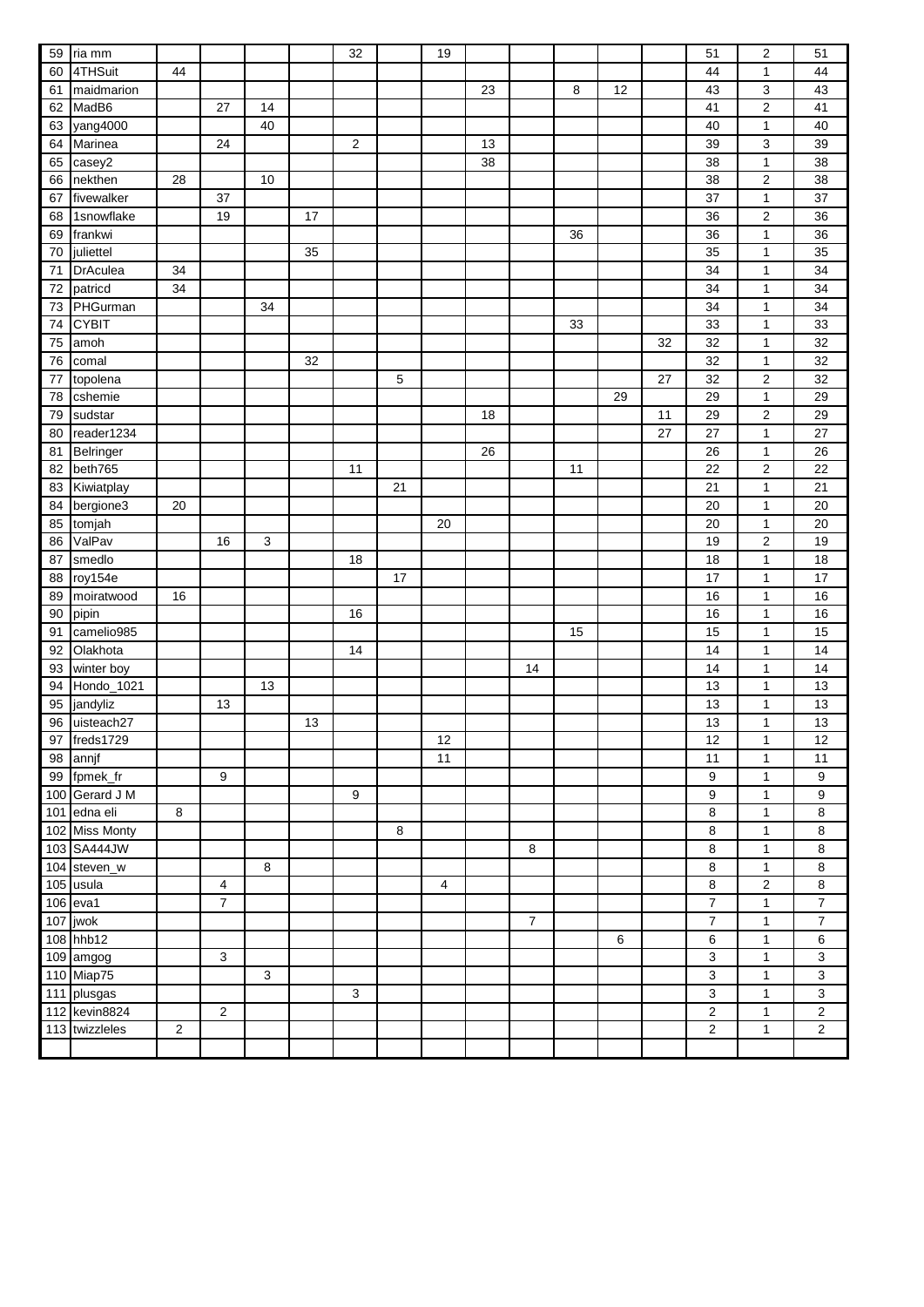| | | | | | | | | | | | | | | | | |
|---|---|---|---|---|---|---|---|---|---|---|---|---|---|---|---|---|
| 59 | ria mm | | | | | 32 | | 19 | | | | | | 51 | 2 | 51 |
| 60 | 4THSuit | 44 | | | | | | | | | | | | 44 | 1 | 44 |
| 61 | maidmarion | | | | | | | | 23 | | 8 | 12 | | 43 | 3 | 43 |
| 62 | MadB6 | | 27 | 14 | | | | | | | | | | 41 | 2 | 41 |
| 63 | yang4000 | | | 40 | | | | | | | | | | 40 | 1 | 40 |
| 64 | Marinea | | 24 | | | 2 | | | 13 | | | | | 39 | 3 | 39 |
| 65 | casey2 | | | | | | | | 38 | | | | | 38 | 1 | 38 |
| 66 | nekthen | 28 | | 10 | | | | | | | | | | 38 | 2 | 38 |
| 67 | fivewalker | | 37 | | | | | | | | | | | 37 | 1 | 37 |
| 68 | 1snowflake | | 19 | | 17 | | | | | | | | | 36 | 2 | 36 |
| 69 | frankwi | | | | | | | | | | 36 | | | 36 | 1 | 36 |
| 70 | juliettel | | | | 35 | | | | | | | | | 35 | 1 | 35 |
| 71 | DrAculea | 34 | | | | | | | | | | | | 34 | 1 | 34 |
| 72 | patricd | 34 | | | | | | | | | | | | 34 | 1 | 34 |
| 73 | PHGurman | | | 34 | | | | | | | | | | 34 | 1 | 34 |
| 74 | CYBIT | | | | | | | | | | 33 | | | 33 | 1 | 33 |
| 75 | amoh | | | | | | | | | | | | 32 | 32 | 1 | 32 |
| 76 | comal | | | | 32 | | | | | | | | | 32 | 1 | 32 |
| 77 | topolena | | | | | | 5 | | | | | | 27 | 32 | 2 | 32 |
| 78 | cshemie | | | | | | | | | | | 29 | | 29 | 1 | 29 |
| 79 | sudstar | | | | | | | | 18 | | | | 11 | 29 | 2 | 29 |
| 80 | reader1234 | | | | | | | | | | | | 27 | 27 | 1 | 27 |
| 81 | Belringer | | | | | | | | 26 | | | | | 26 | 1 | 26 |
| 82 | beth765 | | | | | 11 | | | | | 11 | | | 22 | 2 | 22 |
| 83 | Kiwiatplay | | | | | | 21 | | | | | | | 21 | 1 | 21 |
| 84 | bergione3 | 20 | | | | | | | | | | | | 20 | 1 | 20 |
| 85 | tomjah | | | | | | | 20 | | | | | | 20 | 1 | 20 |
| 86 | ValPav | | 16 | 3 | | | | | | | | | | 19 | 2 | 19 |
| 87 | smedlo | | | | | 18 | | | | | | | | 18 | 1 | 18 |
| 88 | roy154e | | | | | | 17 | | | | | | | 17 | 1 | 17 |
| 89 | moiratwood | 16 | | | | | | | | | | | | 16 | 1 | 16 |
| 90 | pipin | | | | | 16 | | | | | | | | 16 | 1 | 16 |
| 91 | camelio985 | | | | | | | | | | 15 | | | 15 | 1 | 15 |
| 92 | Olakhota | | | | | 14 | | | | | | | | 14 | 1 | 14 |
| 93 | winter boy | | | | | | | | | 14 | | | | 14 | 1 | 14 |
| 94 | Hondo_1021 | | | 13 | | | | | | | | | | 13 | 1 | 13 |
| 95 | jandyliz | | 13 | | | | | | | | | | | 13 | 1 | 13 |
| 96 | uisteach27 | | | | 13 | | | | | | | | | 13 | 1 | 13 |
| 97 | freds1729 | | | | | | | 12 | | | | | | 12 | 1 | 12 |
| 98 | annjf | | | | | | | 11 | | | | | | 11 | 1 | 11 |
| 99 | fpmek_fr | | 9 | | | | | | | | | | | 9 | 1 | 9 |
| 100 | Gerard J M | | | | | 9 | | | | | | | | 9 | 1 | 9 |
| 101 | edna eli | 8 | | | | | | | | | | | | 8 | 1 | 8 |
| 102 | Miss Monty | | | | | | 8 | | | | | | | 8 | 1 | 8 |
| 103 | SA444JW | | | | | | | | | 8 | | | | 8 | 1 | 8 |
| 104 | steven_w | | | 8 | | | | | | | | | | 8 | 1 | 8 |
| 105 | usula | | 4 | | | | | 4 | | | | | | 8 | 2 | 8 |
| 106 | eva1 | | 7 | | | | | | | | | | | 7 | 1 | 7 |
| 107 | jwok | | | | | | | | | 7 | | | | 7 | 1 | 7 |
| 108 | hhb12 | | | | | | | | | | | 6 | | 6 | 1 | 6 |
| 109 | amgog | | 3 | | | | | | | | | | | 3 | 1 | 3 |
| 110 | Miap75 | | | 3 | | | | | | | | | | 3 | 1 | 3 |
| 111 | plusgas | | | | | 3 | | | | | | | | 3 | 1 | 3 |
| 112 | kevin8824 | | 2 | | | | | | | | | | | 2 | 1 | 2 |
| 113 | twizzleles | 2 | | | | | | | | | | | | 2 | 1 | 2 |